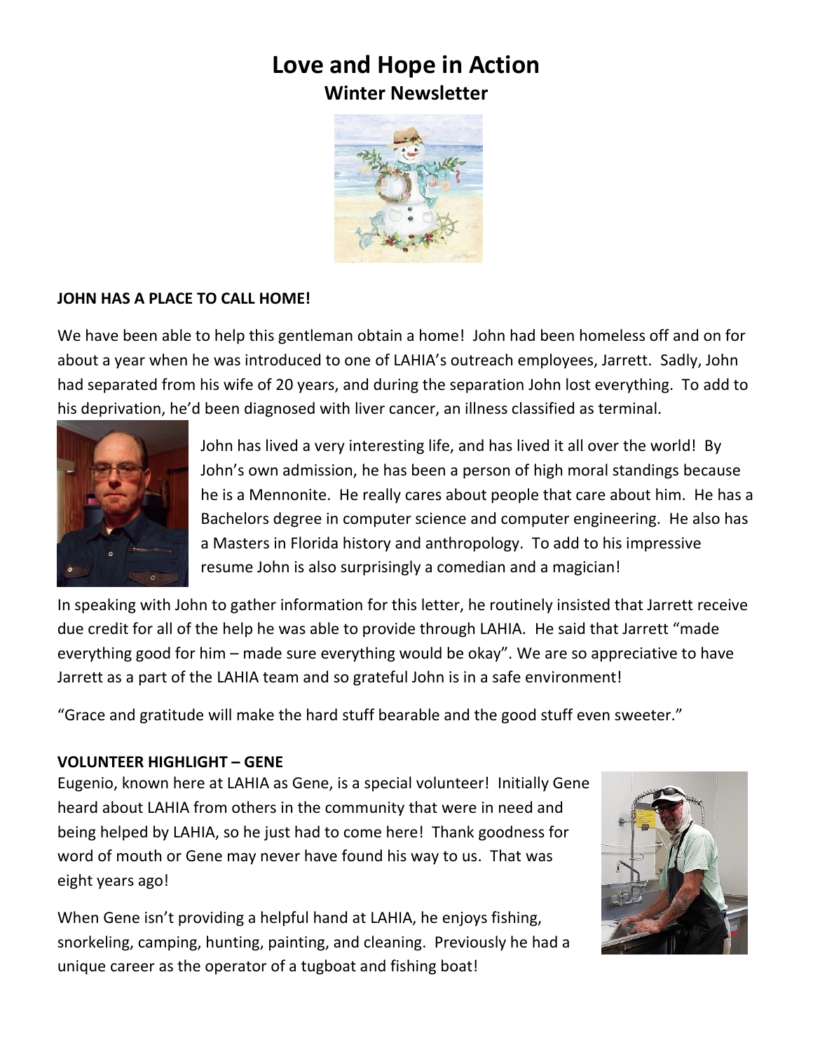# Love and Hope in Action

## Winter Newsletter

**JOHN HAS A PLACE TO CALL HOME!**

We have been able to help this gentleman obtain a home! John had been homeless off and on for about a year when he was introduced to one of LAHIA's outreach employees, Jarrett. Sadly, John had separated from his wife of 20 years, and during the separation John lost everything. To add to his deprivation, he'd been diagnosed with liver cancer, an illness classified as terminal.

John has lived a very interesting life, and has lived it all over the world! By John's own admission, he has been a person of high moral standings because he is a Mennonite. He really cares about people that care about him. He has a Bachelors degree in computer science and computer engineering. He also has a Masters in Florida history and anthropology. To add to his impressive resume John is also surprisingly a comedian and a magician!

In speaking with John to gather information for this letter, he routinely insisted that Jarrett receive due credit for all of the help he was able to provide through LAHIA. He said that Jarrett "made everything good for him – made sure everything would be okay". We are so appreciative to have Jarrett as a part of the LAHIA team and so grateful John is in a safe environment!

"Grace and gratitude will make the hard stuff bearable and the good stuff even sweeter."

**VOLUNTEER HIGHLIGHT – GENE**

Eugenio, known here at LAHIA as Gene, is a special volunteer! Initially Gene heard about LAHIA from others in the community that were in need and being helped by LAHIA, so he just had to come here! Thank goodness for word of mouth or Gene may never have found his way to us. That was eight years ago!

When Gene isn't providing a helpful hand at LAHIA, he enjoys fishing, snorkeling, camping, hunting, painting, and cleaning. Previously he had a unique career as the operator of a tugboat and fishing boat!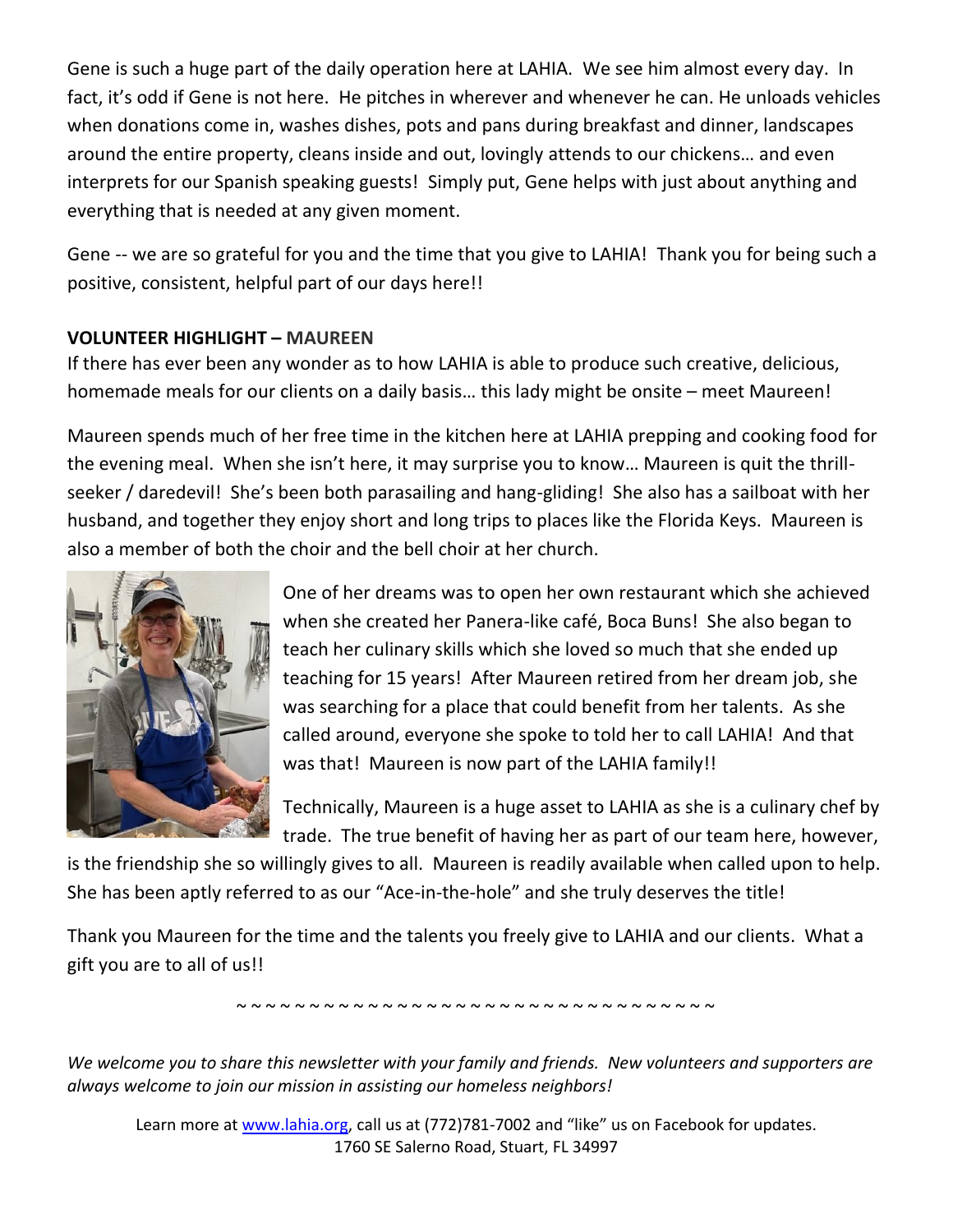Gene is such a huge part of the daily operation here at LAHIA. We see him almost every day. In fact, it's odd if Gene is not here. He pitches in wherever and whenever he can. He unloads vehicles when donations come in, washes dishes, pots and pans during breakfast and dinner, landscapes around the entire property, cleans inside and out, lovingly attends to our chickens… and even interprets for our Spanish speaking guests! Simply put, Gene helps with just about anything and everything that is needed at any given moment.

Gene -- we are so grateful for you and the time that you give to LAHIA! Thank you for being such a positive, consistent, helpful part of our days here!!

**VOLUNTEER HIGHLIGHT – MAUREEN**

If there has ever been any wonder as to how LAHIA is able to produce such creative, delicious, homemade meals for our clients on a daily basis… this lady might be onsite – meet Maureen!

Maureen spends much of her free time in the kitchen here at LAHIA prepping and cooking food for the evening meal. When she isn't here, it may surprise you to know… Maureen is quit the thrill-seeker / daredevil! She's been both parasailing and hang-gliding! She also has a sailboat with her husband, and together they enjoy short and long trips to places like the Florida Keys. Maureen is also a member of both the choir and the bell choir at her church.

One of her dreams was to open her own restaurant which she achieved when she created her Panera-like café, Boca Buns! She also began to teach her culinary skills which she loved so much that she ended up teaching for 15 years! After Maureen retired from her dream job, she was searching for a place that could benefit from her talents. As she called around, everyone she spoke to told her to call LAHIA! And that was that! Maureen is now part of the LAHIA family!!

Technically, Maureen is a huge asset to LAHIA as she is a culinary chef by trade. The true benefit of having her as part of our team here, however, is the friendship she so willingly gives to all. Maureen is readily available when called upon to help. She has been aptly referred to as our "Ace-in-the-hole" and she truly deserves the title!

Thank you Maureen for the time and the talents you freely give to LAHIA and our clients. What a gift you are to all of us!!

~ ~ ~ ~ ~ ~ ~ ~ ~ ~ ~ ~ ~ ~ ~ ~ ~ ~ ~ ~ ~ ~ ~ ~ ~ ~ ~ ~ ~ ~ ~ ~ ~ ~ ~

*We welcome you to share this newsletter with your family and friends. New volunteers and supporters are always welcome to join our mission in assisting our homeless neighbors!*

Learn more at www.lahia.org, call us at (772)781-7002 and "like" us on Facebook for updates.
1760 SE Salerno Road, Stuart, FL 34997